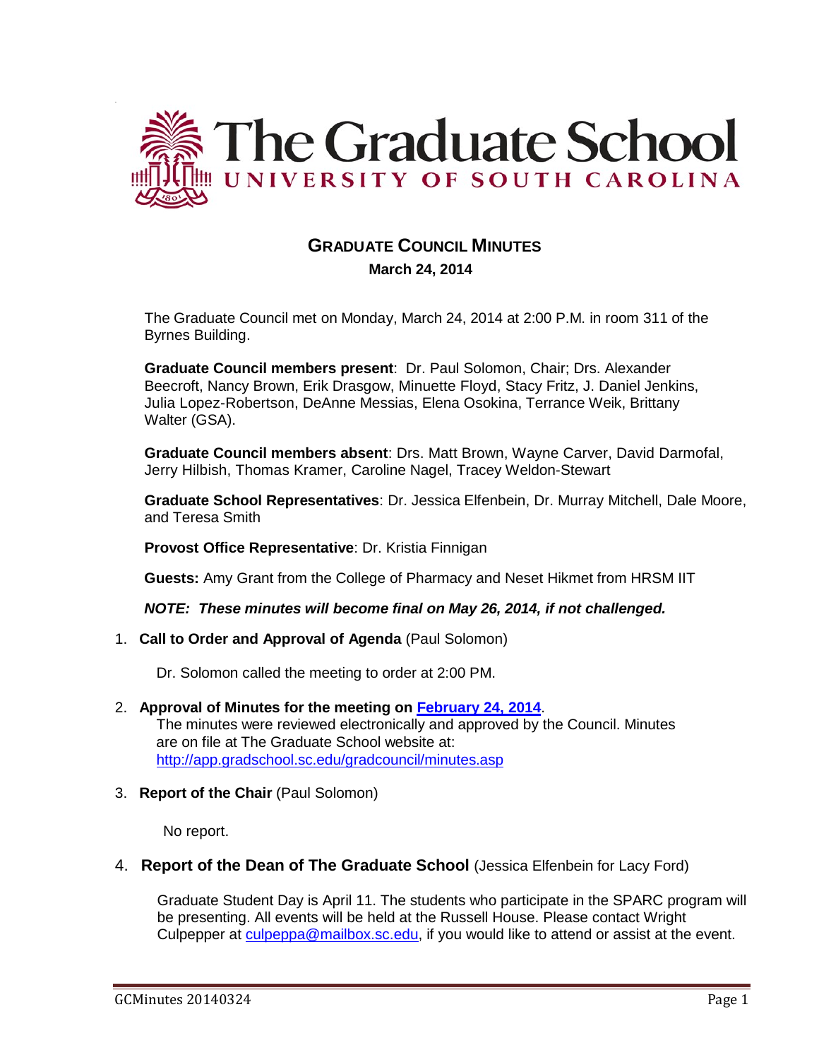# The Graduate School

UNIVERSITY OF SOUTH CAROLINA

## GRADUATE COUNCIL MINUTES

**March 24, 2014**

The Graduate Council met on Monday, March 24, 2014 at 2:00 P.M. in room 311 of the Byrnes Building.

**Graduate Council members present**: Dr. Paul Solomon, Chair; Drs. Alexander Beecroft, Nancy Brown, Erik Drasgow, Minuette Floyd, Stacy Fritz, J. Daniel Jenkins, Julia Lopez-Robertson, DeAnne Messias, Elena Osokina, Terrance Weik, Brittany Walter (GSA).

**Graduate Council members absent**: Drs. Matt Brown, Wayne Carver, David Darmofal, Jerry Hilbish, Thomas Kramer, Caroline Nagel, Tracey Weldon-Stewart

**Graduate School Representatives**: Dr. Jessica Elfenbein, Dr. Murray Mitchell, Dale Moore, and Teresa Smith

**Provost Office Representative**: Dr. Kristia Finnigan

**Guests:** Amy Grant from the College of Pharmacy and Neset Hikmet from HRSM IIT

***NOTE: These minutes will become final on May 26, 2014, if not challenged.***

1. **Call to Order and Approval of Agenda** (Paul Solomon)

   Dr. Solomon called the meeting to order at 2:00 PM.

2. **Approval of Minutes for the meeting on [February 24, 2014](#).**
   The minutes were reviewed electronically and approved by the Council. Minutes are on file at The Graduate School website at: [http://app.gradschool.sc.edu/gradcouncil/minutes.asp](http://app.gradschool.sc.edu/gradcouncil/minutes.asp)

3. **Report of the Chair** (Paul Solomon)

   No report.

4. **Report of the Dean of The Graduate School** (Jessica Elfenbein for Lacy Ford)

   Graduate Student Day is April 11. The students who participate in the SPARC program will be presenting. All events will be held at the Russell House. Please contact Wright Culpepper at [culpeppa@mailbox.sc.edu](mailto:culpeppa@mailbox.sc.edu), if you would like to attend or assist at the event.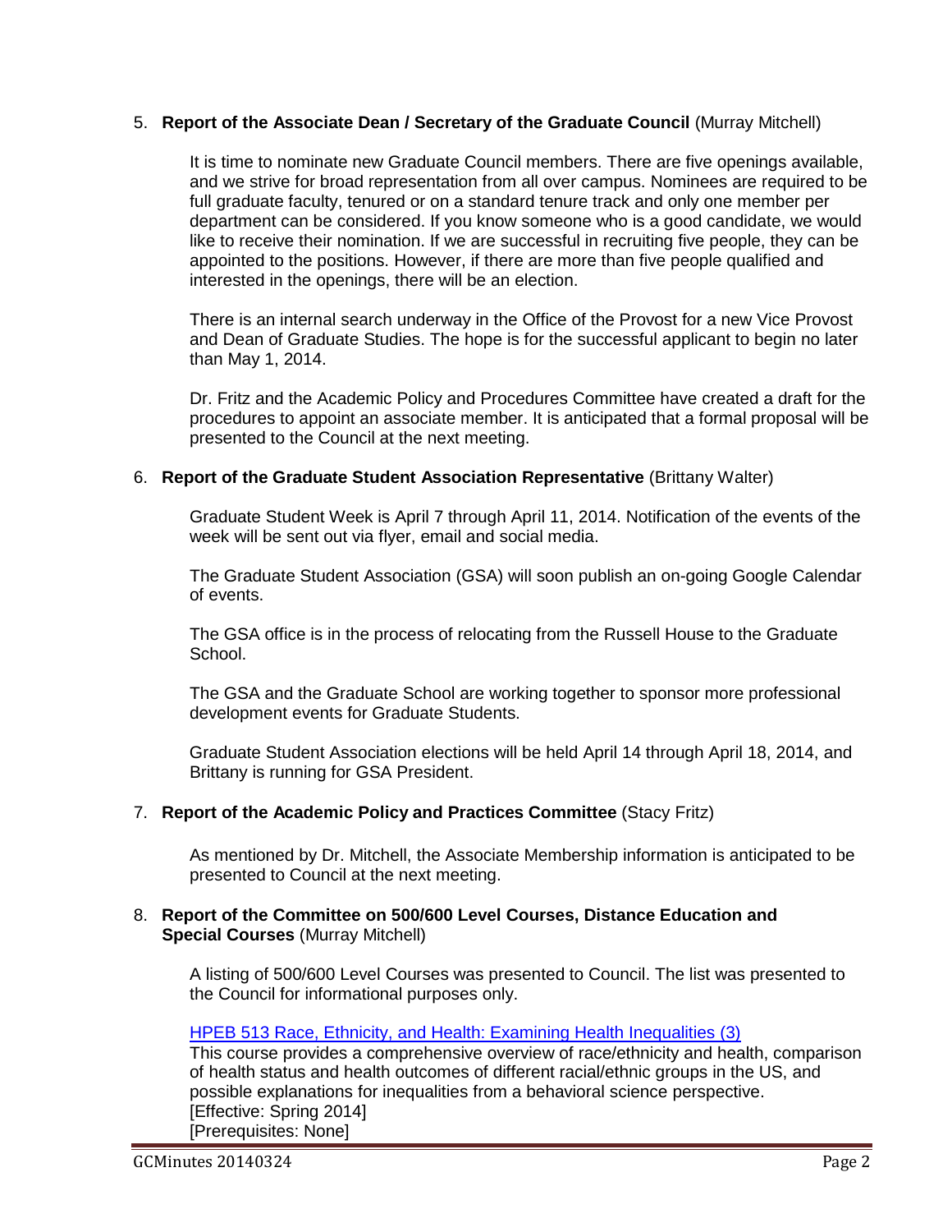5. **Report of the Associate Dean / Secretary of the Graduate Council** (Murray Mitchell)

   It is time to nominate new Graduate Council members. There are five openings available, and we strive for broad representation from all over campus. Nominees are required to be full graduate faculty, tenured or on a standard tenure track and only one member per department can be considered. If you know someone who is a good candidate, we would like to receive their nomination. If we are successful in recruiting five people, they can be appointed to the positions. However, if there are more than five people qualified and interested in the openings, there will be an election.

   There is an internal search underway in the Office of the Provost for a new Vice Provost and Dean of Graduate Studies. The hope is for the successful applicant to begin no later than May 1, 2014.

   Dr. Fritz and the Academic Policy and Procedures Committee have created a draft for the procedures to appoint an associate member. It is anticipated that a formal proposal will be presented to the Council at the next meeting.

6. **Report of the Graduate Student Association Representative** (Brittany Walter)

   Graduate Student Week is April 7 through April 11, 2014. Notification of the events of the week will be sent out via flyer, email and social media.

   The Graduate Student Association (GSA) will soon publish an on-going Google Calendar of events.

   The GSA office is in the process of relocating from the Russell House to the Graduate School.

   The GSA and the Graduate School are working together to sponsor more professional development events for Graduate Students.

   Graduate Student Association elections will be held April 14 through April 18, 2014, and Brittany is running for GSA President.

7. **Report of the Academic Policy and Practices Committee** (Stacy Fritz)

   As mentioned by Dr. Mitchell, the Associate Membership information is anticipated to be presented to Council at the next meeting.

8. **Report of the Committee on 500/600 Level Courses, Distance Education and Special Courses** (Murray Mitchell)

   A listing of 500/600 Level Courses was presented to Council. The list was presented to the Council for informational purposes only.

   HPEB 513 Race, Ethnicity, and Health: Examining Health Inequalities (3)
   This course provides a comprehensive overview of race/ethnicity and health, comparison of health status and health outcomes of different racial/ethnic groups in the US, and possible explanations for inequalities from a behavioral science perspective.
   [Effective: Spring 2014]
   [Prerequisites: None]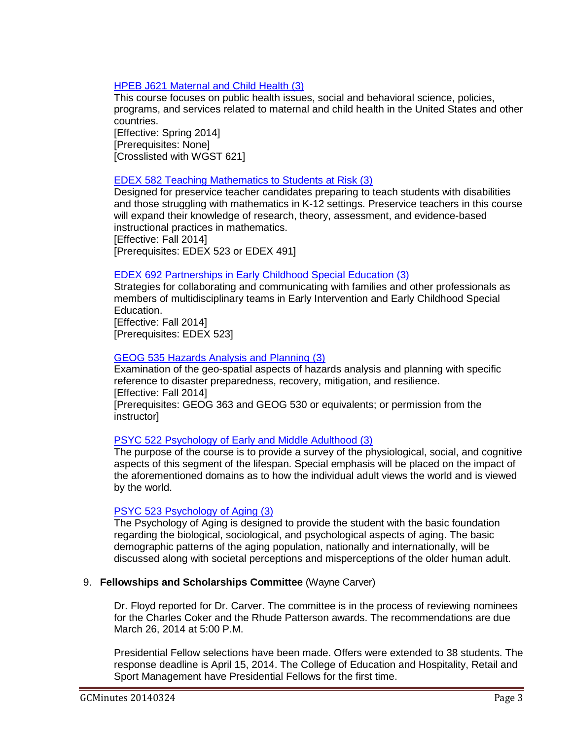[HPEB J621 Maternal and Child Health (3)]

This course focuses on public health issues, social and behavioral science, policies, programs, and services related to maternal and child health in the United States and other countries.
[Effective: Spring 2014]
[Prerequisites: None]
[Crosslisted with WGST 621]

[EDEX 582 Teaching Mathematics to Students at Risk (3)]

Designed for preservice teacher candidates preparing to teach students with disabilities and those struggling with mathematics in K-12 settings. Preservice teachers in this course will expand their knowledge of research, theory, assessment, and evidence-based instructional practices in mathematics.
[Effective: Fall 2014]
[Prerequisites: EDEX 523 or EDEX 491]

[EDEX 692 Partnerships in Early Childhood Special Education (3)]

Strategies for collaborating and communicating with families and other professionals as members of multidisciplinary teams in Early Intervention and Early Childhood Special Education.
[Effective: Fall 2014]
[Prerequisites: EDEX 523]

[GEOG 535 Hazards Analysis and Planning (3)]

Examination of the geo-spatial aspects of hazards analysis and planning with specific reference to disaster preparedness, recovery, mitigation, and resilience.
[Effective: Fall 2014]
[Prerequisites: GEOG 363 and GEOG 530 or equivalents; or permission from the instructor]

[PSYC 522 Psychology of Early and Middle Adulthood (3)]

The purpose of the course is to provide a survey of the physiological, social, and cognitive aspects of this segment of the lifespan. Special emphasis will be placed on the impact of the aforementioned domains as to how the individual adult views the world and is viewed by the world.

[PSYC 523 Psychology of Aging (3)]

The Psychology of Aging is designed to provide the student with the basic foundation regarding the biological, sociological, and psychological aspects of aging. The basic demographic patterns of the aging population, nationally and internationally, will be discussed along with societal perceptions and misperceptions of the older human adult.

9. **Fellowships and Scholarships Committee** (Wayne Carver)

Dr. Floyd reported for Dr. Carver. The committee is in the process of reviewing nominees for the Charles Coker and the Rhude Patterson awards. The recommendations are due March 26, 2014 at 5:00 P.M.

Presidential Fellow selections have been made. Offers were extended to 38 students. The response deadline is April 15, 2014. The College of Education and Hospitality, Retail and Sport Management have Presidential Fellows for the first time.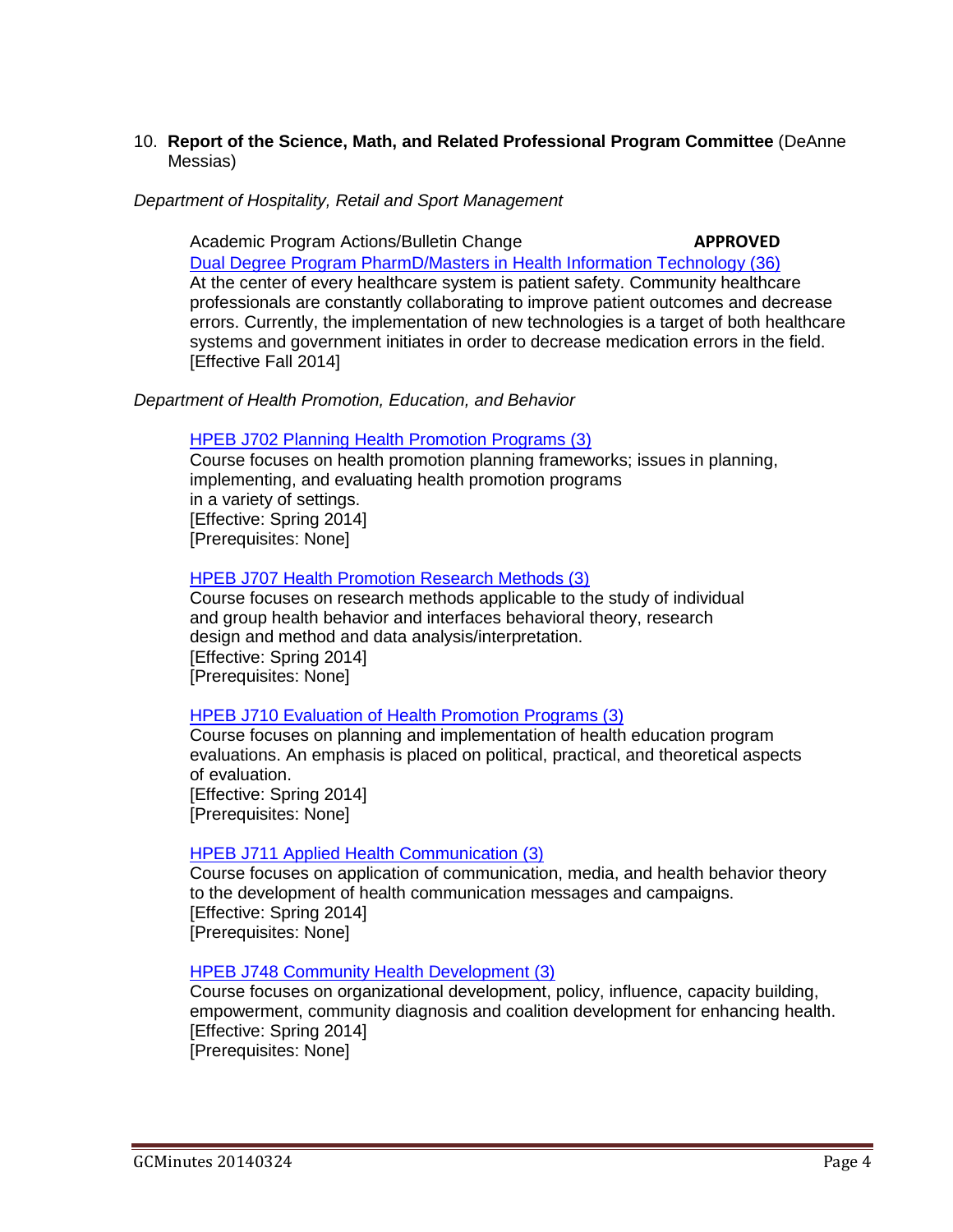10. **Report of the Science, Math, and Related Professional Program Committee** (DeAnne Messias)

*Department of Hospitality, Retail and Sport Management*

Academic Program Actions/Bulletin Change **APPROVED**

Dual Degree Program PharmD/Masters in Health Information Technology (36)

At the center of every healthcare system is patient safety. Community healthcare professionals are constantly collaborating to improve patient outcomes and decrease errors. Currently, the implementation of new technologies is a target of both healthcare systems and government initiates in order to decrease medication errors in the field.
[Effective Fall 2014]

*Department of Health Promotion, Education, and Behavior*

HPEB J702 Planning Health Promotion Programs (3)

Course focuses on health promotion planning frameworks; issues in planning, implementing, and evaluating health promotion programs in a variety of settings.
[Effective: Spring 2014]
[Prerequisites: None]

HPEB J707 Health Promotion Research Methods (3)

Course focuses on research methods applicable to the study of individual and group health behavior and interfaces behavioral theory, research design and method and data analysis/interpretation.
[Effective: Spring 2014]
[Prerequisites: None]

HPEB J710 Evaluation of Health Promotion Programs (3)

Course focuses on planning and implementation of health education program evaluations. An emphasis is placed on political, practical, and theoretical aspects of evaluation.
[Effective: Spring 2014]
[Prerequisites: None]

HPEB J711 Applied Health Communication (3)

Course focuses on application of communication, media, and health behavior theory to the development of health communication messages and campaigns.
[Effective: Spring 2014]
[Prerequisites: None]

HPEB J748 Community Health Development (3)

Course focuses on organizational development, policy, influence, capacity building, empowerment, community diagnosis and coalition development for enhancing health.
[Effective: Spring 2014]
[Prerequisites: None]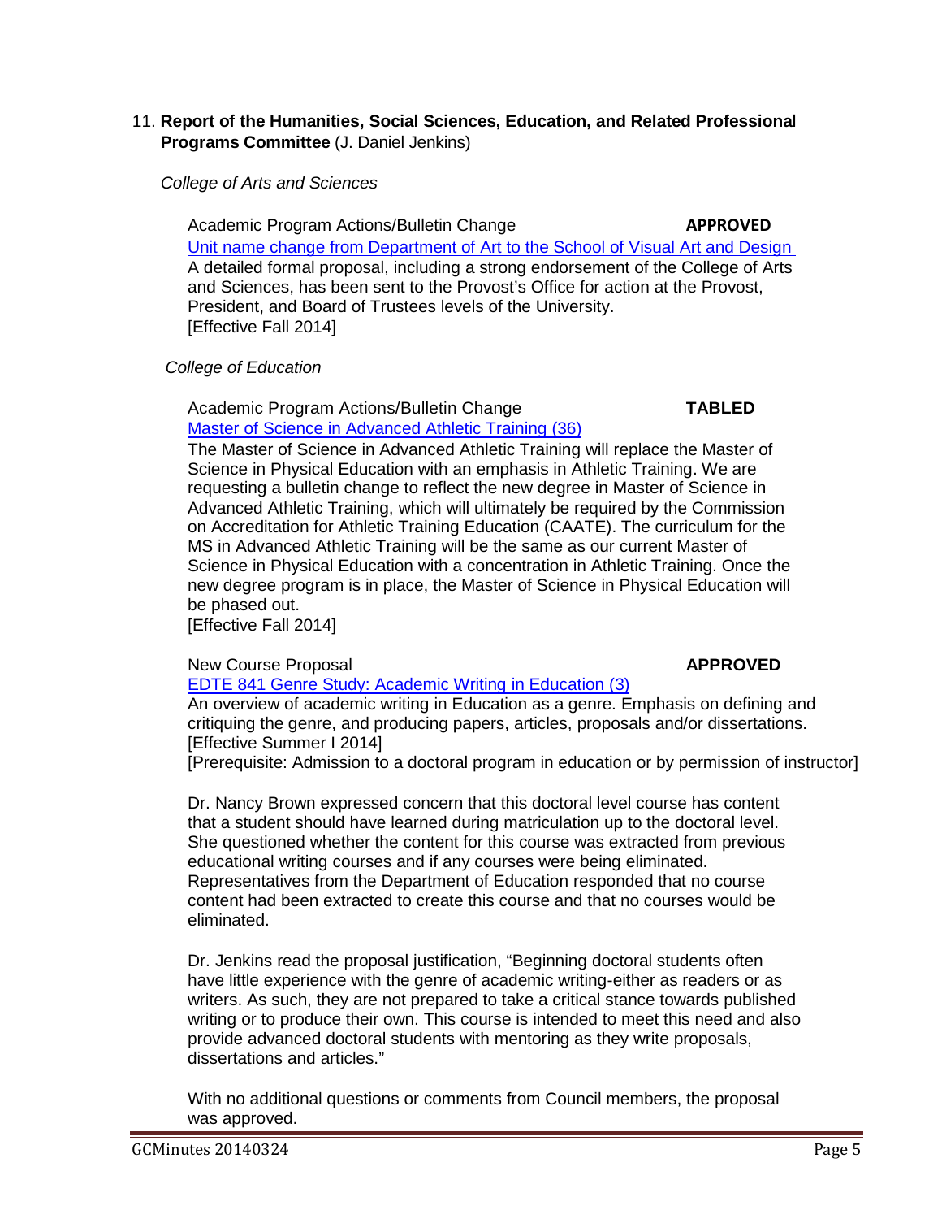11. **Report of the Humanities, Social Sciences, Education, and Related Professional Programs Committee** (J. Daniel Jenkins)

*College of Arts and Sciences*

Academic Program Actions/Bulletin Change **APPROVED**

Unit name change from Department of Art to the School of Visual Art and Design

A detailed formal proposal, including a strong endorsement of the College of Arts and Sciences, has been sent to the Provost's Office for action at the Provost, President, and Board of Trustees levels of the University.
[Effective Fall 2014]

*College of Education*

Academic Program Actions/Bulletin Change **TABLED**

Master of Science in Advanced Athletic Training (36)

The Master of Science in Advanced Athletic Training will replace the Master of Science in Physical Education with an emphasis in Athletic Training. We are requesting a bulletin change to reflect the new degree in Master of Science in Advanced Athletic Training, which will ultimately be required by the Commission on Accreditation for Athletic Training Education (CAATE). The curriculum for the MS in Advanced Athletic Training will be the same as our current Master of Science in Physical Education with a concentration in Athletic Training. Once the new degree program is in place, the Master of Science in Physical Education will be phased out.
[Effective Fall 2014]

New Course Proposal **APPROVED**

EDTE 841 Genre Study: Academic Writing in Education (3)

An overview of academic writing in Education as a genre. Emphasis on defining and critiquing the genre, and producing papers, articles, proposals and/or dissertations.
[Effective Summer I 2014]
[Prerequisite: Admission to a doctoral program in education or by permission of instructor]

Dr. Nancy Brown expressed concern that this doctoral level course has content that a student should have learned during matriculation up to the doctoral level. She questioned whether the content for this course was extracted from previous educational writing courses and if any courses were being eliminated. Representatives from the Department of Education responded that no course content had been extracted to create this course and that no courses would be eliminated.

Dr. Jenkins read the proposal justification, "Beginning doctoral students often have little experience with the genre of academic writing-either as readers or as writers. As such, they are not prepared to take a critical stance towards published writing or to produce their own. This course is intended to meet this need and also provide advanced doctoral students with mentoring as they write proposals, dissertations and articles."

With no additional questions or comments from Council members, the proposal was approved.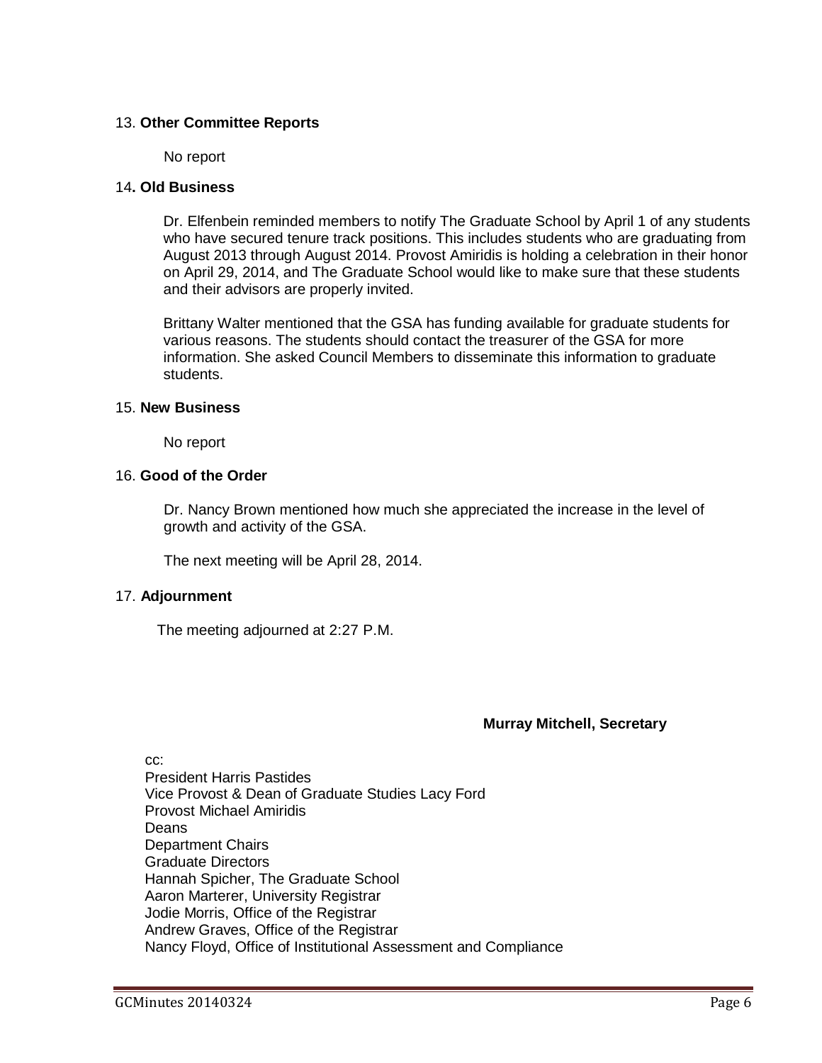13. **Other Committee Reports**

No report

14**. Old Business**

Dr. Elfenbein reminded members to notify The Graduate School by April 1 of any students who have secured tenure track positions. This includes students who are graduating from August 2013 through August 2014. Provost Amiridis is holding a celebration in their honor on April 29, 2014, and The Graduate School would like to make sure that these students and their advisors are properly invited.

Brittany Walter mentioned that the GSA has funding available for graduate students for various reasons. The students should contact the treasurer of the GSA for more information. She asked Council Members to disseminate this information to graduate students.

15. **New Business**

No report

16. **Good of the Order**

Dr. Nancy Brown mentioned how much she appreciated the increase in the level of growth and activity of the GSA.

The next meeting will be April 28, 2014.

17. **Adjournment**

The meeting adjourned at 2:27 P.M.

**Murray Mitchell, Secretary**

cc:
President Harris Pastides
Vice Provost & Dean of Graduate Studies Lacy Ford
Provost Michael Amiridis
Deans
Department Chairs
Graduate Directors
Hannah Spicher, The Graduate School
Aaron Marterer, University Registrar
Jodie Morris, Office of the Registrar
Andrew Graves, Office of the Registrar
Nancy Floyd, Office of Institutional Assessment and Compliance